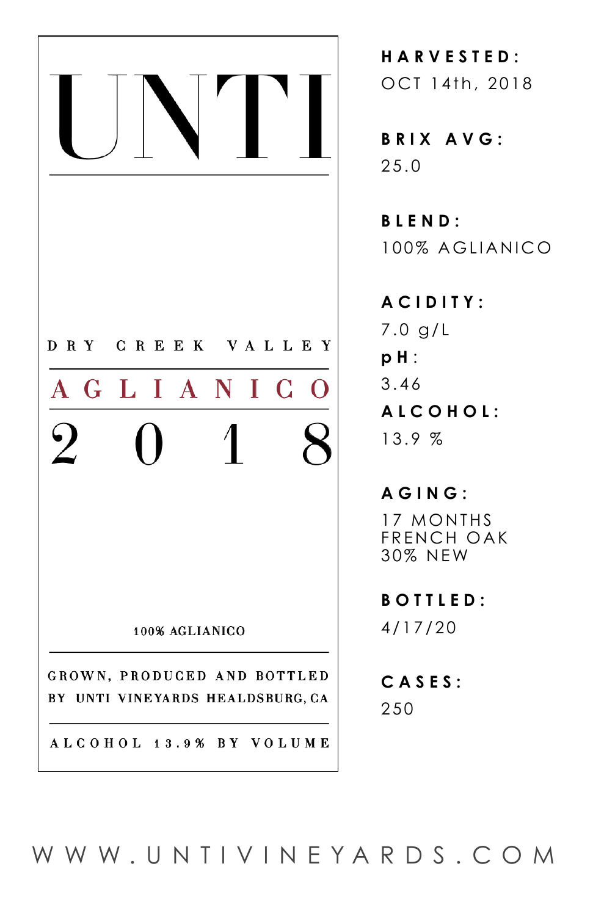# UNTI

DRY CREEK VALLEY

## AGLIANICO

## 2018

100% AGLIANICO

GROWN, PRODUCED AND BOTTLED BY UNTI VINEYARDS HEALDSBURG, CA

ALCOHOL 13.9% BY VOLUME

**HARVESTED:**
OCT 14th, 2018

**BRIX AVG:**
25.0

**BLEND:**
100% AGLIANICO

**ACIDITY:**
7.0 g/L

**pH:**
3.46

**ALCOHOL:**
13.9 %

**AGING:**
17 MONTHS
FRENCH OAK
30% NEW

**BOTTLED:**
4/17/20

**CASES:**
250

WWW.UNTIVINEYARDS.COM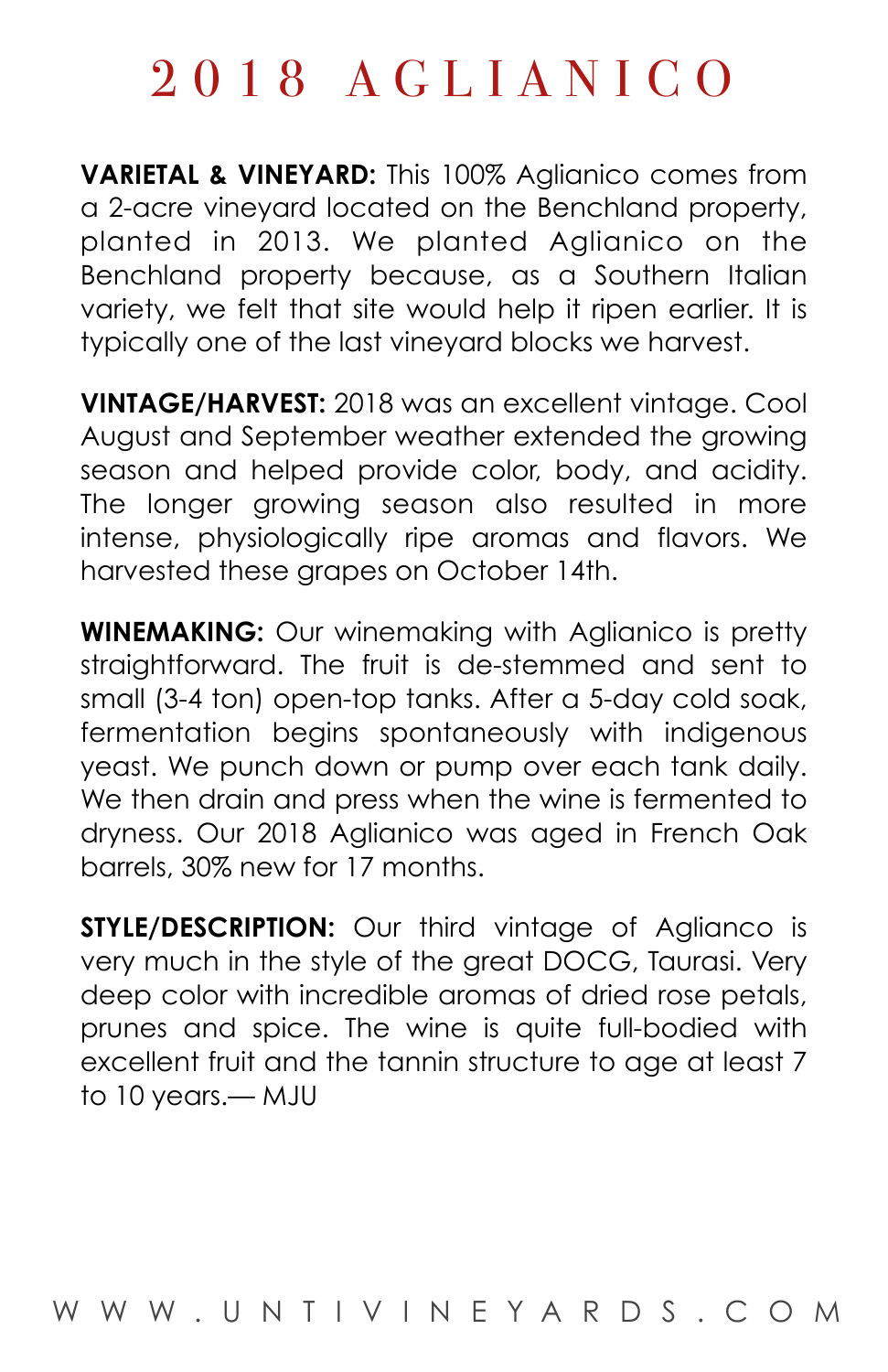# 2018 AGLIANICO

**VARIETAL & VINEYARD:** This 100% Aglianico comes from a 2-acre vineyard located on the Benchland property, planted in 2013. We planted Aglianico on the Benchland property because, as a Southern Italian variety, we felt that site would help it ripen earlier. It is typically one of the last vineyard blocks we harvest.

**VINTAGE/HARVEST:** 2018 was an excellent vintage. Cool August and September weather extended the growing season and helped provide color, body, and acidity. The longer growing season also resulted in more intense, physiologically ripe aromas and flavors. We harvested these grapes on October 14th.

**WINEMAKING:** Our winemaking with Aglianico is pretty straightforward. The fruit is de-stemmed and sent to small (3-4 ton) open-top tanks. After a 5-day cold soak, fermentation begins spontaneously with indigenous yeast. We punch down or pump over each tank daily. We then drain and press when the wine is fermented to dryness. Our 2018 Aglianico was aged in French Oak barrels, 30% new for 17 months.

**STYLE/DESCRIPTION:** Our third vintage of Aglianco is very much in the style of the great DOCG, Taurasi. Very deep color with incredible aromas of dried rose petals, prunes and spice. The wine is quite full-bodied with excellent fruit and the tannin structure to age at least 7 to 10 years.— MJU

WWW.UNTIVINEYARDS.COM